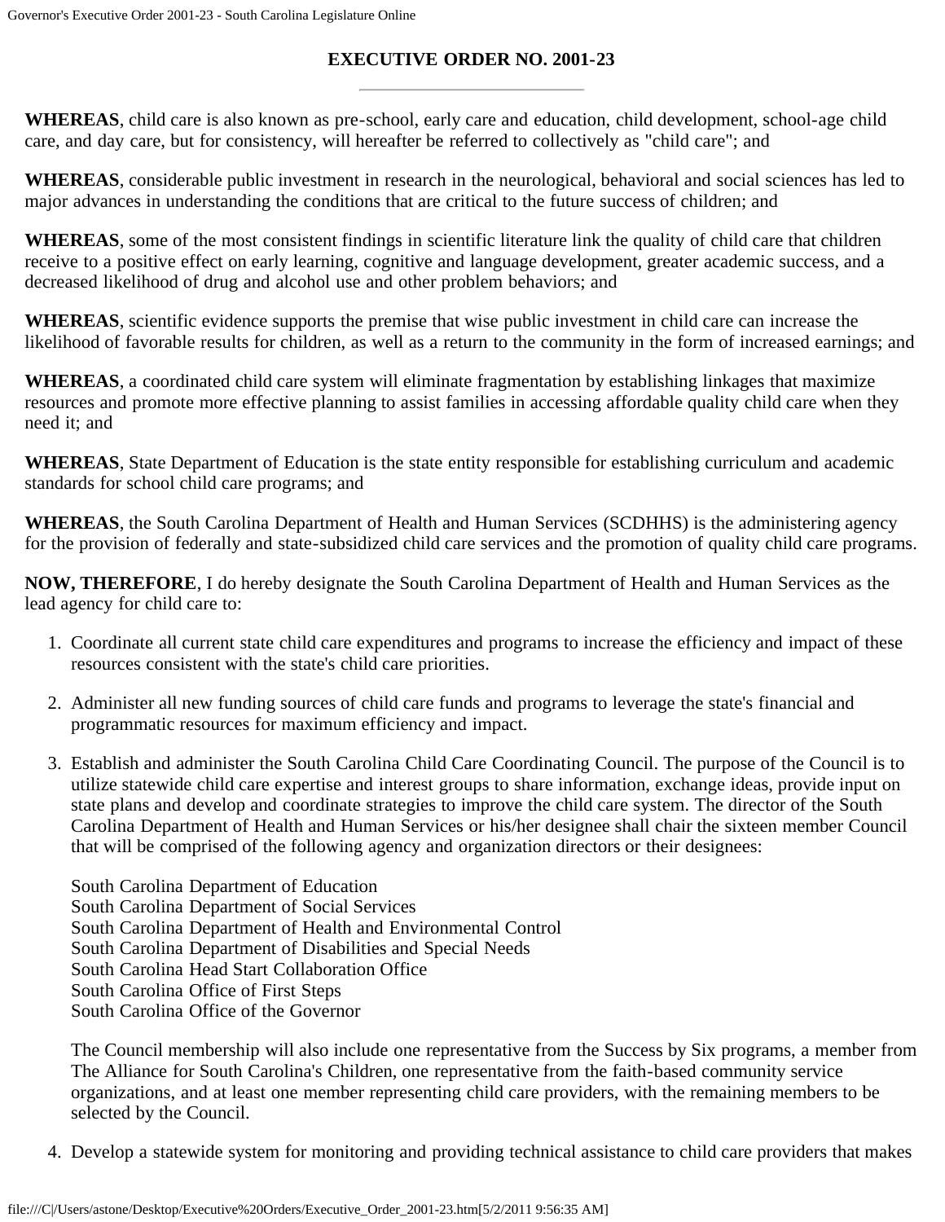# EXECUTIVE ORDER NO. 2001-23

---

**WHEREAS**, child care is also known as pre-school, early care and education, child development, school-age child care, and day care, but for consistency, will hereafter be referred to collectively as "child care"; and

**WHEREAS**, considerable public investment in research in the neurological, behavioral and social sciences has led to major advances in understanding the conditions that are critical to the future success of children; and

**WHEREAS**, some of the most consistent findings in scientific literature link the quality of child care that children receive to a positive effect on early learning, cognitive and language development, greater academic success, and a decreased likelihood of drug and alcohol use and other problem behaviors; and

**WHEREAS**, scientific evidence supports the premise that wise public investment in child care can increase the likelihood of favorable results for children, as well as a return to the community in the form of increased earnings; and

**WHEREAS**, a coordinated child care system will eliminate fragmentation by establishing linkages that maximize resources and promote more effective planning to assist families in accessing affordable quality child care when they need it; and

**WHEREAS**, State Department of Education is the state entity responsible for establishing curriculum and academic standards for school child care programs; and

**WHEREAS**, the South Carolina Department of Health and Human Services (SCDHHS) is the administering agency for the provision of federally and state-subsidized child care services and the promotion of quality child care programs.

**NOW, THEREFORE**, I do hereby designate the South Carolina Department of Health and Human Services as the lead agency for child care to:

1. Coordinate all current state child care expenditures and programs to increase the efficiency and impact of these resources consistent with the state's child care priorities.

2. Administer all new funding sources of child care funds and programs to leverage the state's financial and programmatic resources for maximum efficiency and impact.

3. Establish and administer the South Carolina Child Care Coordinating Council. The purpose of the Council is to utilize statewide child care expertise and interest groups to share information, exchange ideas, provide input on state plans and develop and coordinate strategies to improve the child care system. The director of the South Carolina Department of Health and Human Services or his/her designee shall chair the sixteen member Council that will be comprised of the following agency and organization directors or their designees:

   South Carolina Department of Education
   South Carolina Department of Social Services
   South Carolina Department of Health and Environmental Control
   South Carolina Department of Disabilities and Special Needs
   South Carolina Head Start Collaboration Office
   South Carolina Office of First Steps
   South Carolina Office of the Governor

   The Council membership will also include one representative from the Success by Six programs, a member from The Alliance for South Carolina's Children, one representative from the faith-based community service organizations, and at least one member representing child care providers, with the remaining members to be selected by the Council.

4. Develop a statewide system for monitoring and providing technical assistance to child care providers that makes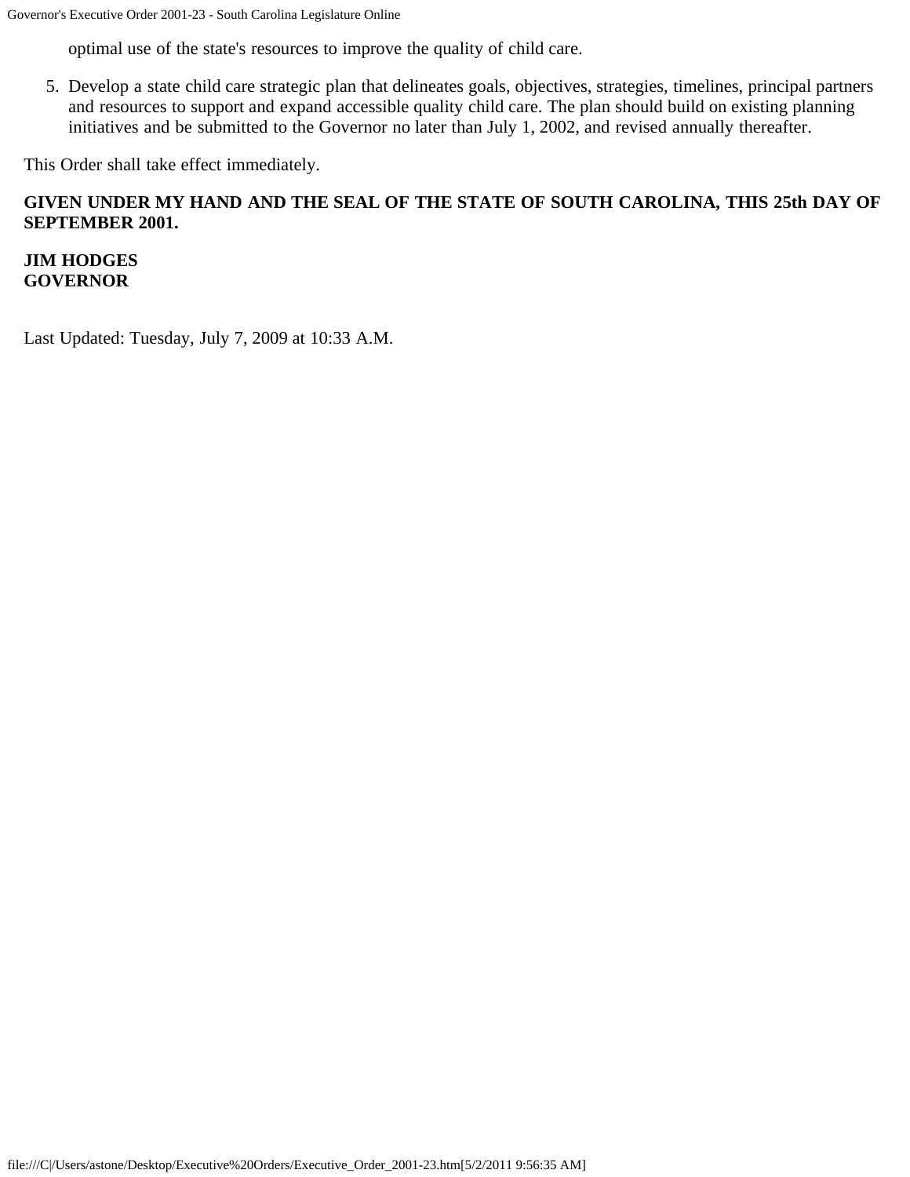optimal use of the state's resources to improve the quality of child care.

5. Develop a state child care strategic plan that delineates goals, objectives, strategies, timelines, principal partners and resources to support and expand accessible quality child care. The plan should build on existing planning initiatives and be submitted to the Governor no later than July 1, 2002, and revised annually thereafter.

This Order shall take effect immediately.

**GIVEN UNDER MY HAND AND THE SEAL OF THE STATE OF SOUTH CAROLINA, THIS 25th DAY OF SEPTEMBER 2001.**

**JIM HODGES**
**GOVERNOR**

Last Updated: Tuesday, July 7, 2009 at 10:33 A.M.